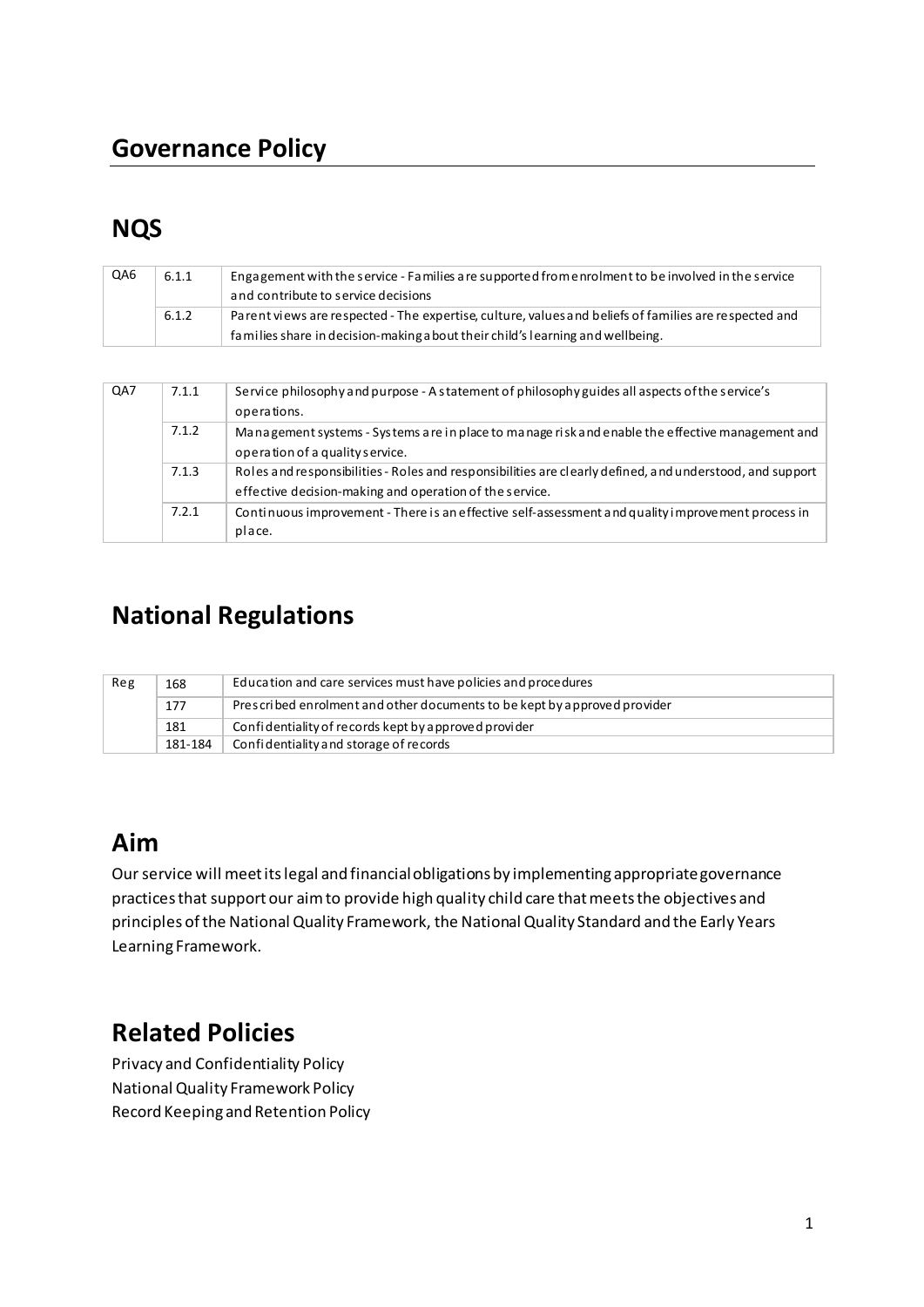# Governance Policy

## NQS

| QA6 | 6.1.1 | Engagement with the service - Families are supported from enrolment to be involved in the service and contribute to service decisions |
|---|---|---|
| | 6.1.2 | Parent views are respected - The expertise, culture, values and beliefs of families are respected and families share in decision-making about their child's learning and wellbeing. |

| QA7 | 7.1.1 | Service philosophy and purpose - A statement of philosophy guides all aspects of the service's operations. |
|---|---|---|
| | 7.1.2 | Management systems - Systems are in place to manage risk and enable the effective management and operation of a quality service. |
| | 7.1.3 | Roles and responsibilities - Roles and responsibilities are clearly defined, and understood, and support effective decision-making and operation of the service. |
| | 7.2.1 | Continuous improvement - There is an effective self-assessment and quality improvement process in place. |

## National Regulations

| Reg | 168 | Education and care services must have policies and procedures |
|---|---|---|
| | 177 | Prescribed enrolment and other documents to be kept by approved provider |
| | 181 | Confidentiality of records kept by approved provider |
| | 181-184 | Confidentiality and storage of records |

## Aim

Our service will meet its legal and financial obligations by implementing appropriate governance practices that support our aim to provide high quality child care that meets the objectives and principles of the National Quality Framework, the National Quality Standard and the Early Years Learning Framework.

## Related Policies

Privacy and Confidentiality Policy
National Quality Framework Policy
Record Keeping and Retention Policy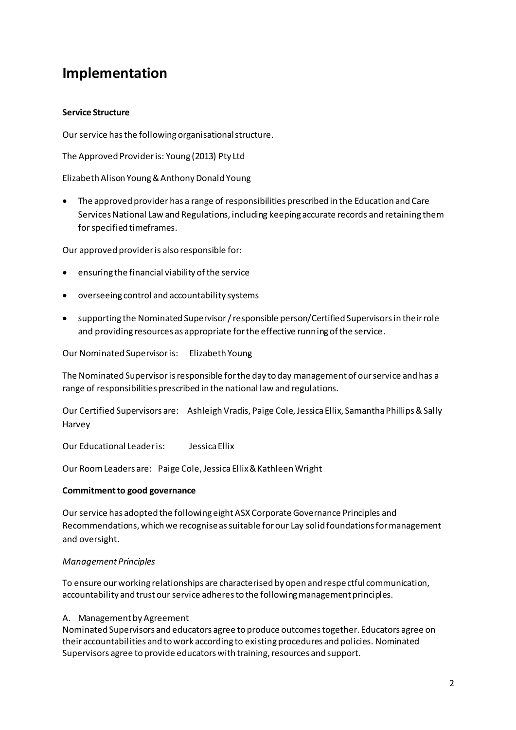# Implementation

**Service Structure**

Our service has the following organisational structure.

The Approved Provider is: Young (2013) Pty Ltd

Elizabeth Alison Young & Anthony Donald Young

- The approved provider has a range of responsibilities prescribed in the Education and Care Services National Law and Regulations, including keeping accurate records and retaining them for specified timeframes.

Our approved provider is also responsible for:

- ensuring the financial viability of the service
- overseeing control and accountability systems
- supporting the Nominated Supervisor / responsible person/Certified Supervisors in their role and providing resources as appropriate for the effective running of the service.

Our Nominated Supervisor is: Elizabeth Young

The Nominated Supervisor is responsible for the day to day management of our service and has a range of responsibilities prescribed in the national law and regulations.

Our Certified Supervisors are: Ashleigh Vradis, Paige Cole, Jessica Ellix, Samantha Phillips & Sally Harvey

Our Educational Leader is: Jessica Ellix

Our Room Leaders are: Paige Cole, Jessica Ellix & Kathleen Wright

**Commitment to good governance**

Our service has adopted the following eight ASX Corporate Governance Principles and Recommendations, which we recognise as suitable for our Lay solid foundations for management and oversight.

*Management Principles*

To ensure our working relationships are characterised by open and respectful communication, accountability and trust our service adheres to the following management principles.

A. Management by Agreement
Nominated Supervisors and educators agree to produce outcomes together. Educators agree on their accountabilities and to work according to existing procedures and policies. Nominated Supervisors agree to provide educators with training, resources and support.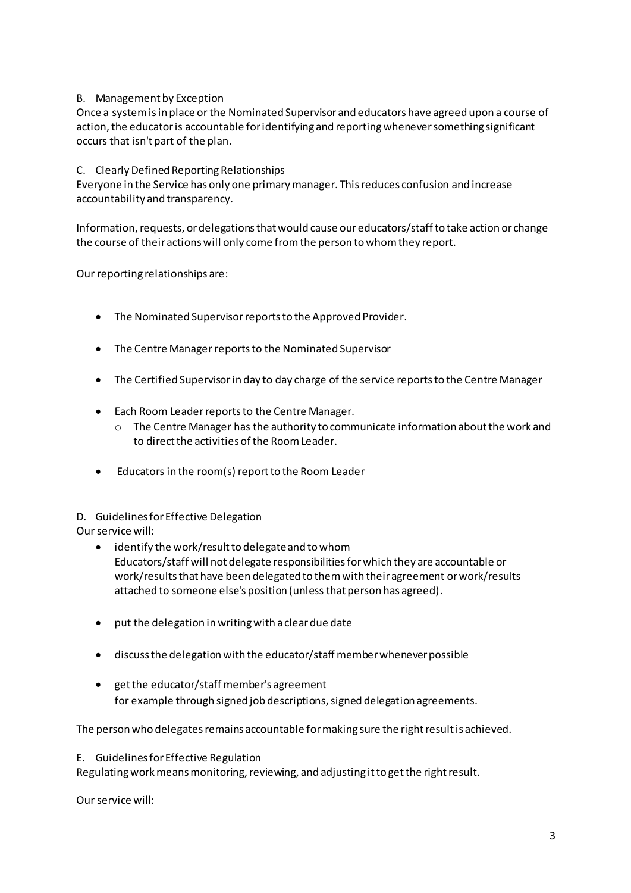B. Management by Exception

Once a system is in place or the Nominated Supervisor and educators have agreed upon a course of action, the educator is accountable for identifying and reporting whenever something significant occurs that isn't part of the plan.

C. Clearly Defined Reporting Relationships

Everyone in the Service has only one primary manager. This reduces confusion and increase accountability and transparency.

Information, requests, or delegations that would cause our educators/staff to take action or change the course of their actions will only come from the person to whom they report.

Our reporting relationships are:

- The Nominated Supervisor reports to the Approved Provider.
- The Centre Manager reports to the Nominated Supervisor
- The Certified Supervisor in day to day charge of the service reports to the Centre Manager
- Each Room Leader reports to the Centre Manager.
    - The Centre Manager has the authority to communicate information about the work and to direct the activities of the Room Leader.
- Educators in the room(s) report to the Room Leader

D. Guidelines for Effective Delegation

Our service will:

- identify the work/result to delegate and to whom
  Educators/staff will not delegate responsibilities for which they are accountable or work/results that have been delegated to them with their agreement or work/results attached to someone else's position (unless that person has agreed).
- put the delegation in writing with a clear due date
- discuss the delegation with the educator/staff member whenever possible
- get the educator/staff member's agreement
  for example through signed job descriptions, signed delegation agreements.

The person who delegates remains accountable for making sure the right result is achieved.

E. Guidelines for Effective Regulation

Regulating work means monitoring, reviewing, and adjusting it to get the right result.

Our service will: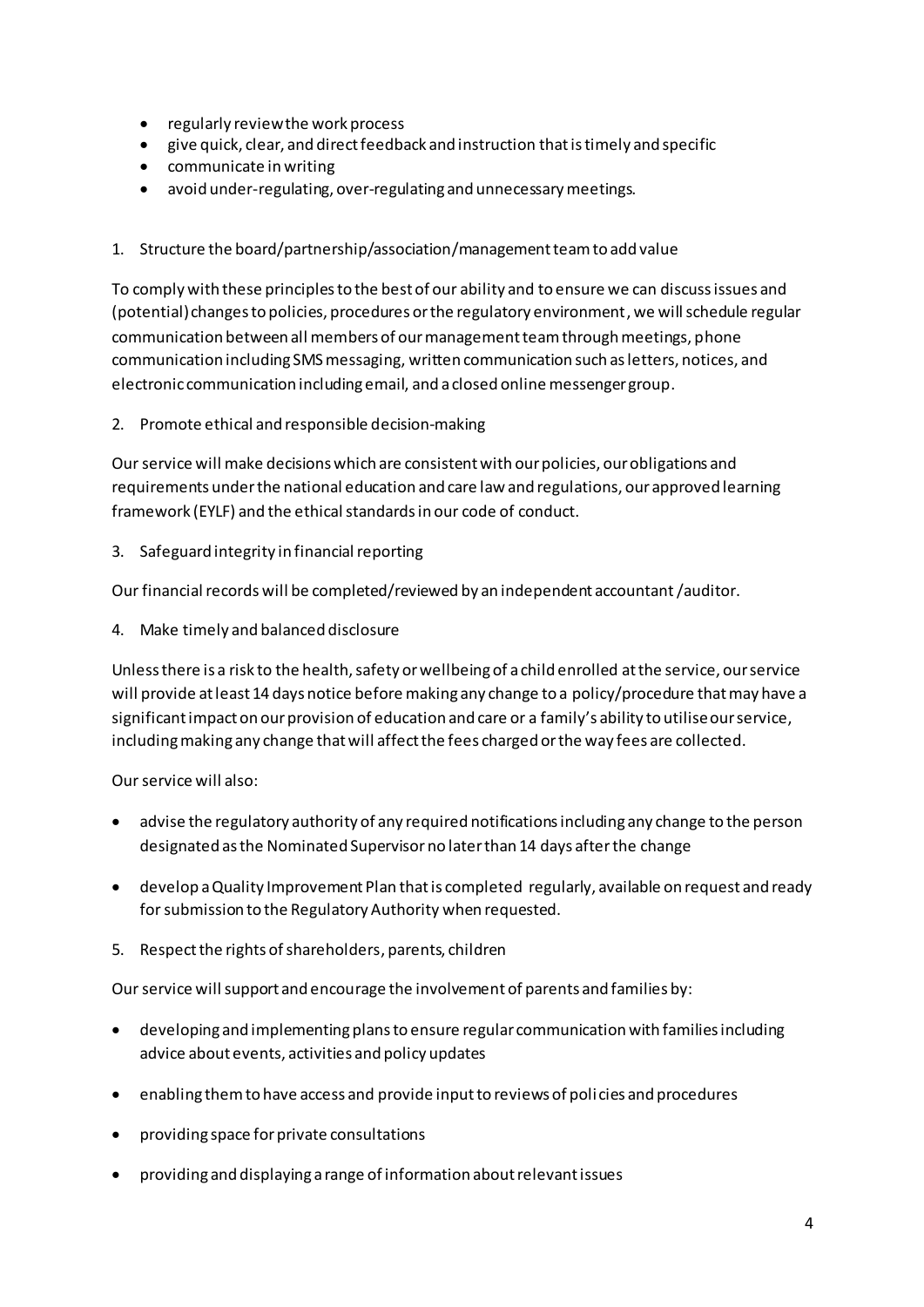- regularly review the work process
- give quick, clear, and direct feedback and instruction that is timely and specific
- communicate in writing
- avoid under-regulating, over-regulating and unnecessary meetings.

1. Structure the board/partnership/association/management team to add value

To comply with these principles to the best of our ability and to ensure we can discuss issues and (potential) changes to policies, procedures or the regulatory environment, we will schedule regular communication between all members of our management team through meetings, phone communication including SMS messaging, written communication such as letters, notices, and electronic communication including email, and a closed online messenger group.

2. Promote ethical and responsible decision-making

Our service will make decisions which are consistent with our policies, our obligations and requirements under the national education and care law and regulations, our approved learning framework (EYLF) and the ethical standards in our code of conduct.

3. Safeguard integrity in financial reporting

Our financial records will be completed/reviewed by an independent accountant /auditor.

4. Make timely and balanced disclosure

Unless there is a risk to the health, safety or wellbeing of a child enrolled at the service, our service will provide at least 14 days notice before making any change to a policy/procedure that may have a significant impact on our provision of education and care or a family's ability to utilise our service, including making any change that will affect the fees charged or the way fees are collected.

Our service will also:

- advise the regulatory authority of any required notifications including any change to the person designated as the Nominated Supervisor no later than 14 days after the change
- develop a Quality Improvement Plan that is completed regularly, available on request and ready for submission to the Regulatory Authority when requested.

5. Respect the rights of shareholders, parents, children

Our service will support and encourage the involvement of parents and families by:

- developing and implementing plans to ensure regular communication with families including advice about events, activities and policy updates
- enabling them to have access and provide input to reviews of policies and procedures
- providing space for private consultations
- providing and displaying a range of information about relevant issues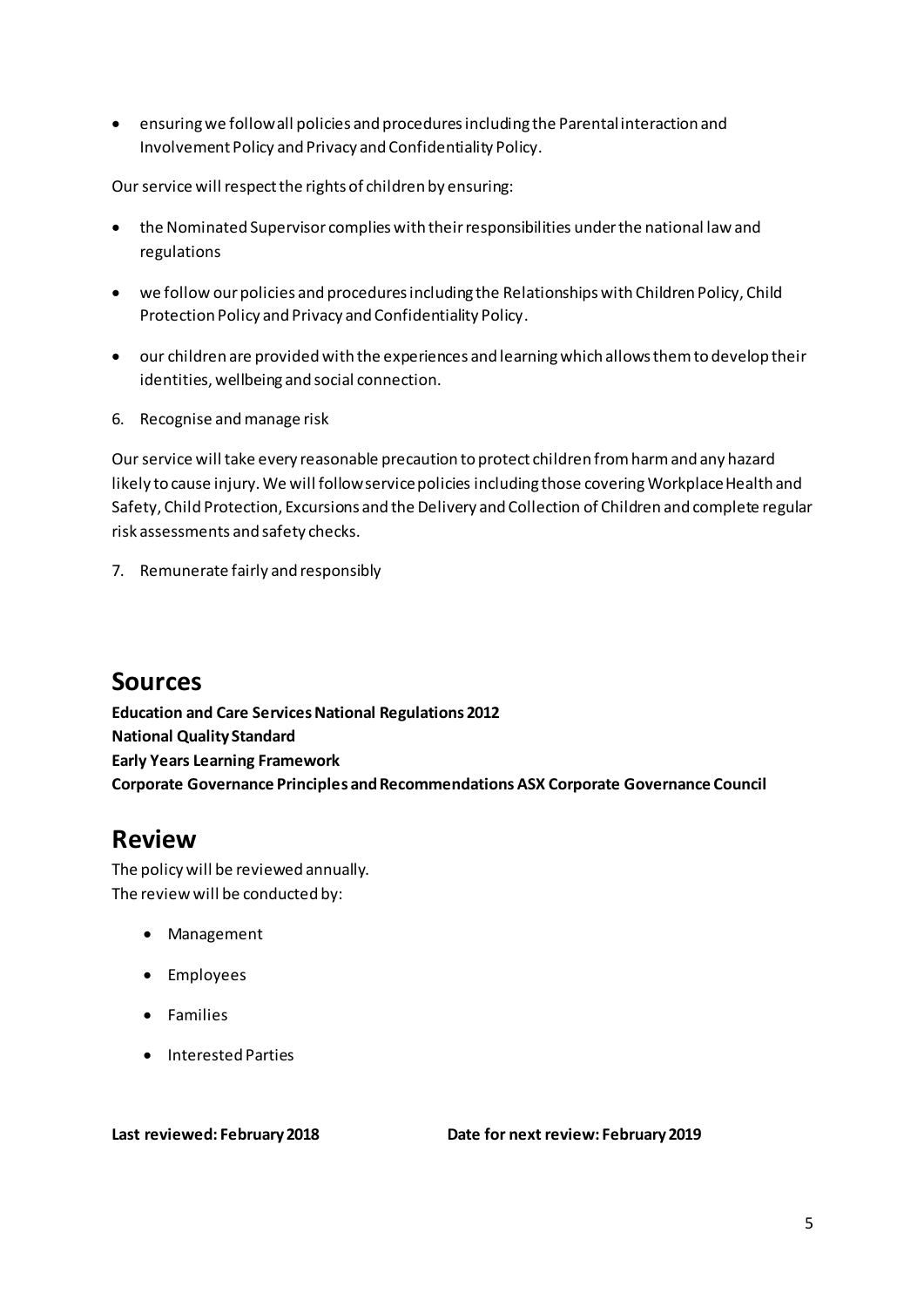- ensuring we follow all policies and procedures including the Parental interaction and Involvement Policy and Privacy and Confidentiality Policy.

Our service will respect the rights of children by ensuring:

- the Nominated Supervisor complies with their responsibilities under the national law and regulations
- we follow our policies and procedures including the Relationships with Children Policy, Child Protection Policy and Privacy and Confidentiality Policy.
- our children are provided with the experiences and learning which allows them to develop their identities, wellbeing and social connection.

6. Recognise and manage risk

Our service will take every reasonable precaution to protect children from harm and any hazard likely to cause injury. We will follow service policies including those covering Workplace Health and Safety, Child Protection, Excursions and the Delivery and Collection of Children and complete regular risk assessments and safety checks.

7. Remunerate fairly and responsibly

## Sources

**Education and Care Services National Regulations 2012**
**National Quality Standard**
**Early Years Learning Framework**
**Corporate Governance Principles and Recommendations ASX Corporate Governance Council**

## Review

The policy will be reviewed annually.
The review will be conducted by:

- Management
- Employees
- Families
- Interested Parties

**Last reviewed: February 2018** **Date for next review: February 2019**